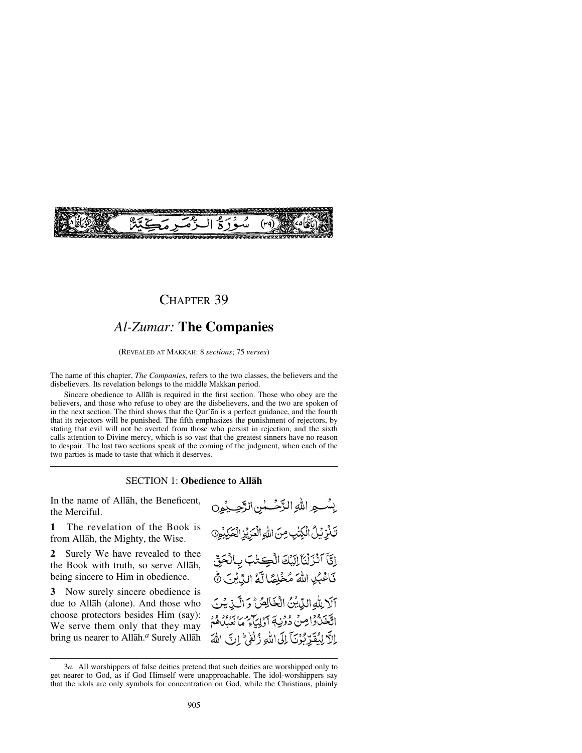سُوْرَةُ الزُّمَرِ مَكِّيَّةٌ (٣٩)

# CHAPTER 39

## *Al-Zumar:* **The Companies**

(REVEALED AT MAKKAH: 8 *sections*; 75 *verses*)

The name of this chapter, *The Companies*, refers to the two classes, the believers and the disbelievers. Its revelation belongs to the middle Makkan period.

Sincere obedience to Allāh is required in the first section. Those who obey are the believers, and those who refuse to obey are the disbelievers, and the two are spoken of in the next section. The third shows that the Qur'ān is a perfect guidance, and the fourth that its rejectors will be punished. The fifth emphasizes the punishment of rejectors, by stating that evil will not be averted from those who persist in rejection, and the sixth calls attention to Divine mercy, which is so vast that the greatest sinners have no reason to despair. The last two sections speak of the coming of the judgment, when each of the two parties is made to taste that which it deserves.

### SECTION 1: **Obedience to Allāh**

In the name of Allāh, the Beneficent, the Merciful.

بِسْمِ اللّٰهِ الرَّحْمٰنِ الرَّحِيْمِ

**1** The revelation of the Book is from Allāh, the Mighty, the Wise.

تَنْزِيْلُ الْكِتٰبِ مِنَ اللّٰهِ الْعَزِيْزِ الْحَكِيْمِ ①

**2** Surely We have revealed to thee the Book with truth, so serve Allāh, being sincere to Him in obedience.

إِنَّآ أَنْزَلْنَآ إِلَيْكَ الْكِتٰبَ بِالْحَقِّ فَاعْبُدِ اللّٰهَ مُخْلِصًا لَّهُ الدِّيْنَ ②

**3** Now surely sincere obedience is due to Allāh (alone). And those who choose protectors besides Him (say): We serve them only that they may bring us nearer to Allāh.[a] Surely Allāh

أَلَا لِلّٰهِ الدِّيْنُ الْخَالِصُ ۚ وَالَّذِيْنَ اتَّخَذُوْا مِنْ دُوْنِهٖٓ أَوْلِيَآءَ ۘ مَا نَعْبُدُهُمْ إِلَّا لِيُقَرِّبُوْنَآ إِلَى اللّٰهِ زُلْفٰى ۗ إِنَّ اللّٰهَ

---

3*a*. All worshippers of false deities pretend that such deities are worshipped only to get nearer to God, as if God Himself were unapproachable. The idol-worshippers say that the idols are only symbols for concentration on God, while the Christians, plainly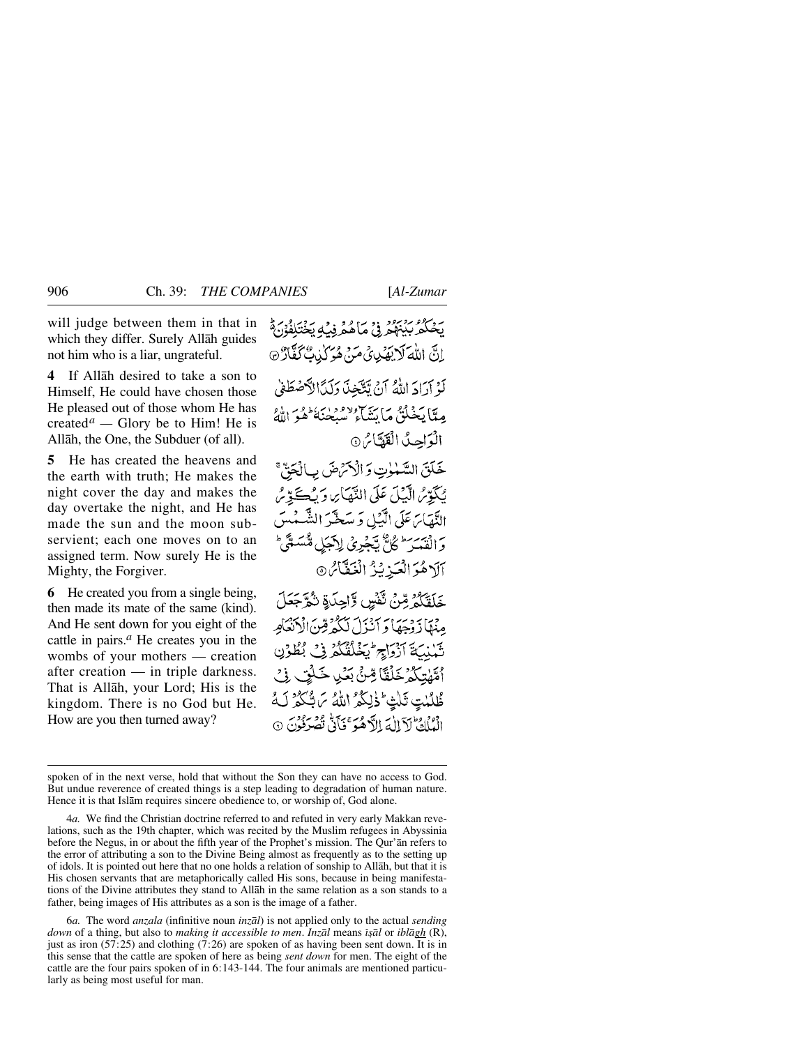will judge between them in that in which they differ. Surely Allāh guides not him who is a liar, ungrateful.

يَحْكُمُ بَيْنَهُمْ فِيْ مَا هُمْ فِيْهِ يَخْتَلِفُوْنَ ۗ اِنَّ اللّٰهَ لَا يَهْدِيْ مَنْ هُوَ كٰذِبٌ كَفَّارٌ ③

**4** If Allāh desired to take a son to Himself, He could have chosen those He pleased out of those whom He has created[a] — Glory be to Him! He is Allāh, the One, the Subduer (of all).

لَوْ اَرَادَ اللّٰهُ اَنْ يَّتَّخِذَ وَلَدًا لَّاصْطَفٰى مِمَّا يَخْلُقُ مَا يَشَآءُ ۙ سُبْحٰنَهٗ ؕ هُوَ اللّٰهُ الْوَاحِدُ الْقَهَّارُ ④

**5** He has created the heavens and the earth with truth; He makes the night cover the day and makes the day overtake the night, and He has made the sun and the moon subservient; each one moves on to an assigned term. Now surely He is the Mighty, the Forgiver.

خَلَقَ السَّمٰوٰتِ وَالْاَرْضَ بِالْحَقِّ ۚ يُكَوِّرُ الَّيْلَ عَلَى النَّهَارِ وَيُكَوِّرُ النَّهَارَ عَلَى الَّيْلِ وَسَخَّرَ الشَّمْسَ وَالْقَمَرَ ؕ كُلٌّ يَّجْرِيْ لِاَجَلٍ مُّسَمًّى ؕ اَلَا هُوَ الْعَزِيْزُ الْغَفَّارُ ⑤

**6** He created you from a single being, then made its mate of the same (kind). And He sent down for you eight of the cattle in pairs.[a] He creates you in the wombs of your mothers — creation after creation — in triple darkness. That is Allāh, your Lord; His is the kingdom. There is no God but He. How are you then turned away?

خَلَقَكُمْ مِّنْ نَّفْسٍ وَّاحِدَةٍ ثُمَّ جَعَلَ مِنْهَا زَوْجَهَا وَاَنْزَلَ لَكُمْ مِّنَ الْاَنْعَامِ ثَمٰنِيَةَ اَزْوَاجٍ ؕ يَخْلُقُكُمْ فِيْ بُطُوْنِ اُمَّهٰتِكُمْ خَلْقًا مِّنْۢ بَعْدِ خَلْقٍ فِيْ ظُلُمٰتٍ ثَلٰثٍ ؕ ذٰلِكُمُ اللّٰهُ رَبُّكُمْ لَهُ الْمُلْكُ ؕ لَآ اِلٰهَ اِلَّا هُوَ ۚ فَاَنّٰى تُصْرَفُوْنَ ⑥

---

spoken of in the next verse, hold that without the Son they can have no access to God. But undue reverence of created things is a step leading to degradation of human nature. Hence it is that Islām requires sincere obedience to, or worship of, God alone.

4*a.* We find the Christian doctrine referred to and refuted in very early Makkan revelations, such as the 19th chapter, which was recited by the Muslim refugees in Abyssinia before the Negus, in or about the fifth year of the Prophet's mission. The Qur'ān refers to the error of attributing a son to the Divine Being almost as frequently as to the setting up of idols. It is pointed out here that no one holds a relation of sonship to Allāh, but that it is His chosen servants that are metaphorically called His sons, because in being manifestations of the Divine attributes they stand to Allāh in the same relation as a son stands to a father, being images of His attributes as a son is the image of a father.

6*a.* The word *anzala* (infinitive noun *inzāl*) is not applied only to the actual *sending down* of a thing, but also to *making it accessible to men*. *Inzāl* means *iṣāl* or *iblāgh* (R), just as iron (57:25) and clothing (7:26) are spoken of as having been sent down. It is in this sense that the cattle are spoken of here as being *sent down* for men. The eight of the cattle are the four pairs spoken of in 6:143-144. The four animals are mentioned particularly as being most useful for man.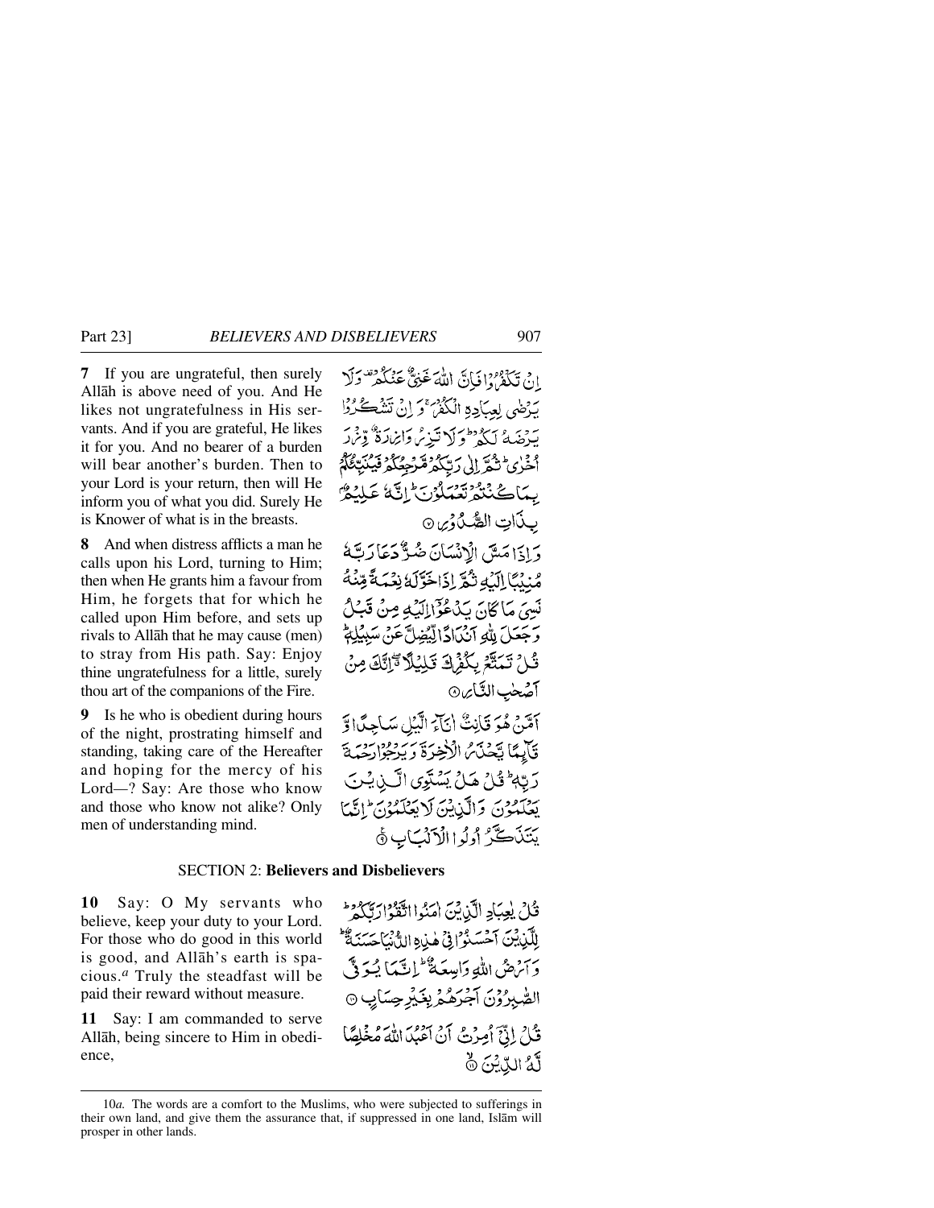**7** If you are ungrateful, then surely Allāh is above need of you. And He likes not ungratefulness in His servants. And if you are grateful, He likes it for you. And no bearer of a burden will bear another's burden. Then to your Lord is your return, then will He inform you of what you did. Surely He is Knower of what is in the breasts.

إِنْ تَكْفُرُوا فَإِنَّ اللَّهَ غَنِيٌّ عَنْكُمْ ۖ وَلَا يَرْضَىٰ لِعِبَادِهِ الْكُفْرَ ۖ وَإِنْ تَشْكُرُوا يَرْضَهُ لَكُمْ ۗ وَلَا تَزِرُ وَازِرَةٌ وِزْرَ أُخْرَىٰ ۗ ثُمَّ إِلَىٰ رَبِّكُمْ مَرْجِعُكُمْ فَيُنَبِّئُكُمْ بِمَا كُنْتُمْ تَعْمَلُونَ ۚ إِنَّهُ عَلِيمٌ بِذَاتِ الصُّدُورِ ۝

**8** And when distress afflicts a man he calls upon his Lord, turning to Him; then when He grants him a favour from Him, he forgets that for which he called upon Him before, and sets up rivals to Allāh that he may cause (men) to stray from His path. Say: Enjoy thine ungratefulness for a little, surely thou art of the companions of the Fire.

وَإِذَا مَسَّ الْإِنْسَانَ ضُرٌّ دَعَا رَبَّهُ مُنِيبًا إِلَيْهِ ثُمَّ إِذَا خَوَّلَهُ نِعْمَةً مِنْهُ نَسِيَ مَا كَانَ يَدْعُو إِلَيْهِ مِنْ قَبْلُ وَجَعَلَ لِلَّهِ أَنْدَادًا لِيُضِلَّ عَنْ سَبِيلِهِ ۚ قُلْ تَمَتَّعْ بِكُفْرِكَ قَلِيلًا ۖ إِنَّكَ مِنْ أَصْحَابِ النَّارِ ۝

**9** Is he who is obedient during hours of the night, prostrating himself and standing, taking care of the Hereafter and hoping for the mercy of his Lord—? Say: Are those who know and those who know not alike? Only men of understanding mind.

أَمَّنْ هُوَ قَانِتٌ آنَاءَ اللَّيْلِ سَاجِدًا وَقَائِمًا يَحْذَرُ الْآخِرَةَ وَيَرْجُو رَحْمَةَ رَبِّهِ ۗ قُلْ هَلْ يَسْتَوِي الَّذِينَ يَعْلَمُونَ وَالَّذِينَ لَا يَعْلَمُونَ ۗ إِنَّمَا يَتَذَكَّرُ أُولُو الْأَلْبَابِ ۝

## SECTION 2: **Believers and Disbelievers**

**10** Say: O My servants who believe, keep your duty to your Lord. For those who do good in this world is good, and Allāh's earth is spacious.[a] Truly the steadfast will be paid their reward without measure.

قُلْ يَا عِبَادِ الَّذِينَ آمَنُوا اتَّقُوا رَبَّكُمْ ۚ لِلَّذِينَ أَحْسَنُوا فِي هَٰذِهِ الدُّنْيَا حَسَنَةٌ ۗ وَأَرْضُ اللَّهِ وَاسِعَةٌ ۗ إِنَّمَا يُوَفَّى الصَّابِرُونَ أَجْرَهُمْ بِغَيْرِ حِسَابٍ ۝

**11** Say: I am commanded to serve Allāh, being sincere to Him in obedience,

قُلْ إِنِّي أُمِرْتُ أَنْ أَعْبُدَ اللَّهَ مُخْلِصًا لَهُ الدِّينَ ۝

---

10*a.* The words are a comfort to the Muslims, who were subjected to sufferings in their own land, and give them the assurance that, if suppressed in one land, Islām will prosper in other lands.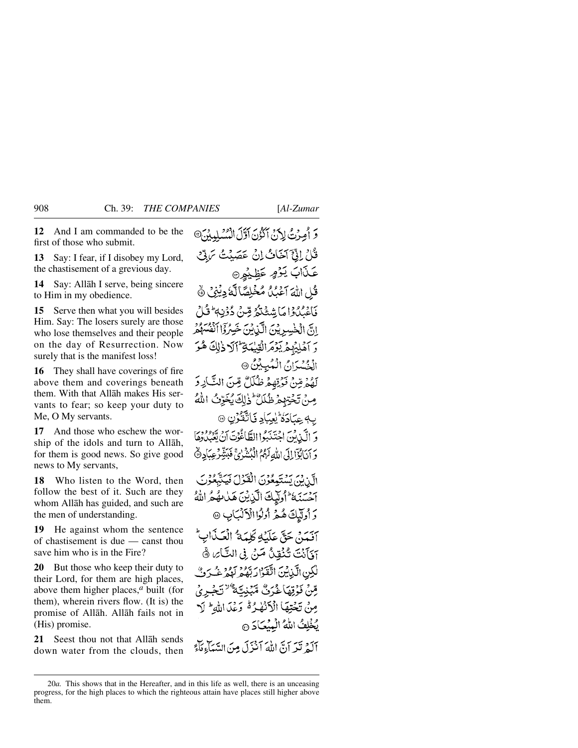**12** And I am commanded to be the first of those who submit.

**13** Say: I fear, if I disobey my Lord, the chastisement of a grevious day.

**14** Say: Allāh I serve, being sincere to Him in my obedience.

**15** Serve then what you will besides Him. Say: The losers surely are those who lose themselves and their people on the day of Resurrection. Now surely that is the manifest loss!

**16** They shall have coverings of fire above them and coverings beneath them. With that Allāh makes His servants to fear; so keep your duty to Me, O My servants.

**17** And those who eschew the worship of the idols and turn to Allāh, for them is good news. So give good news to My servants,

**18** Who listen to the Word, then follow the best of it. Such are they whom Allāh has guided, and such are the men of understanding.

**19** He against whom the sentence of chastisement is due — canst thou save him who is in the Fire?

**20** But those who keep their duty to their Lord, for them are high places, above them higher places,[a] built (for them), wherein rivers flow. (It is) the promise of Allāh. Allāh fails not in (His) promise.

**21** Seest thou not that Allāh sends down water from the clouds, then

وَ اُمِرۡتُ لِاَنۡ اَکُوۡنَ اَوَّلَ الۡمُسۡلِمِیۡنَ ﴿۱۲﴾

قُلۡ اِنِّیۡۤ اَخَافُ اِنۡ عَصَیۡتُ رَبِّیۡ عَذَابَ یَوۡمٍ عَظِیۡمٍ ﴿۱۳﴾

قُلِ اللّٰہَ اَعۡبُدُ مُخۡلِصًا لَّہٗ دِیۡنِیۡ ﴿۱۴﴾

فَاعۡبُدُوۡا مَا شِئۡتُمۡ مِّنۡ دُوۡنِہٖ ؕ قُلۡ اِنَّ الۡخٰسِرِیۡنَ الَّذِیۡنَ خَسِرُوۡۤا اَنۡفُسَہُمۡ وَ اَہۡلِیۡہِمۡ یَوۡمَ الۡقِیٰمَۃِ ؕ اَلَا ذٰلِکَ ہُوَ الۡخُسۡرَانُ الۡمُبِیۡنُ ﴿۱۵﴾

لَہُمۡ مِّنۡ فَوۡقِہِمۡ ظُلَلٌ مِّنَ النَّارِ وَ مِنۡ تَحۡتِہِمۡ ظُلَلٌ ؕ ذٰلِکَ یُخَوِّفُ اللّٰہُ بِہٖ عِبَادَہٗ ؕ یٰعِبَادِ فَاتَّقُوۡنِ ﴿۱۶﴾

وَ الَّذِیۡنَ اجۡتَنَبُوا الطَّاغُوۡتَ اَنۡ یَّعۡبُدُوۡہَا وَ اَنَابُوۡۤا اِلَی اللّٰہِ لَہُمُ الۡبُشۡرٰی ۚ فَبَشِّرۡ عِبَادِ ﴿۱۷﴾

الَّذِیۡنَ یَسۡتَمِعُوۡنَ الۡقَوۡلَ فَیَتَّبِعُوۡنَ اَحۡسَنَہٗ ؕ اُولٰٓئِکَ الَّذِیۡنَ ہَدٰىہُمُ اللّٰہُ وَ اُولٰٓئِکَ ہُمۡ اُولُوا الۡاَلۡبَابِ ﴿۱۸﴾

اَفَمَنۡ حَقَّ عَلَیۡہِ کَلِمَۃُ الۡعَذَابِ ؕ اَفَاَنۡتَ تُنۡقِذُ مَنۡ فِی النَّارِ ﴿ۚ۱۹﴾

لٰکِنِ الَّذِیۡنَ اتَّقَوۡا رَبَّہُمۡ لَہُمۡ غُرَفٌ مِّنۡ فَوۡقِہَا غُرَفٌ مَّبۡنِیَّۃٌ ۙ تَجۡرِیۡ مِنۡ تَحۡتِہَا الۡاَنۡہٰرُ ۬ؕ وَعۡدَ اللّٰہِ ؕ لَا یُخۡلِفُ اللّٰہُ الۡمِیۡعَادَ ﴿۲۰﴾

اَلَمۡ تَرَ اَنَّ اللّٰہَ اَنۡزَلَ مِنَ السَّمَآءِ مَآءً

---

20*a.* This shows that in the Hereafter, and in this life as well, there is an unceasing progress, for the high places to which the righteous attain have places still higher above them.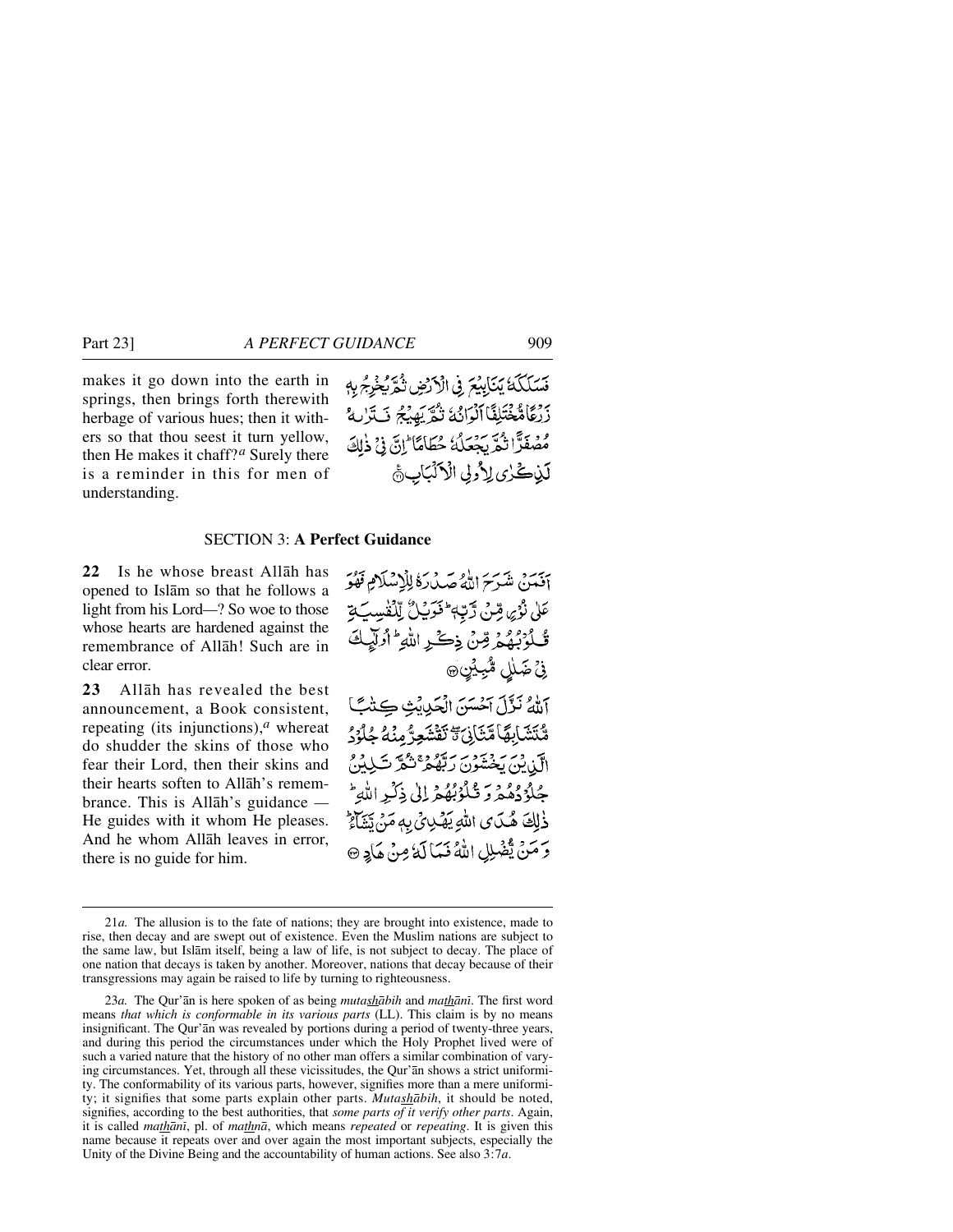makes it go down into the earth in springs, then brings forth therewith herbage of various hues; then it withers so that thou seest it turn yellow, then He makes it chaff?[a] Surely there is a reminder in this for men of understanding.

فَسَلَكَهٗ يَنَابِيۡعَ فِى الۡاَرۡضِ ثُمَّ يُخۡرِجُ بِهٖ زَرۡعًا مُّخۡتَلِفًا اَلۡوَانُهٗ ثُمَّ يَهِيۡجُ فَتَرٰٮهُ مُصۡفَرًّا ثُمَّ يَجۡعَلُهٗ حُطَامًا ؕ اِنَّ فِىۡ ذٰلِكَ لَذِكۡرٰى لِاُولِى الۡاَلۡبَابِ

## SECTION 3: A Perfect Guidance

**22** Is he whose breast Allāh has opened to Islām so that he follows a light from his Lord—? So woe to those whose hearts are hardened against the remembrance of Allāh! Such are in clear error.

اَفَمَنۡ شَرَحَ اللّٰهُ صَدۡرَهٗ لِلۡاِسۡلَامِ فَهُوَ عَلٰى نُوۡرٍ مِّنۡ رَّبِّهٖ ؕ فَوَيۡلٌ لِّلۡقٰسِيَةِ قُلُوۡبُهُمۡ مِّنۡ ذِكۡرِ اللّٰهِ ؕ اُولٰٓئِكَ فِىۡ ضَلٰلٍ مُّبِيۡنٍ

**23** Allāh has revealed the best announcement, a Book consistent, repeating (its injunctions),[a] whereat do shudder the skins of those who fear their Lord, then their skins and their hearts soften to Allāh's remembrance. This is Allāh's guidance — He guides with it whom He pleases. And he whom Allāh leaves in error, there is no guide for him.

اَللّٰهُ نَزَّلَ اَحۡسَنَ الۡحَدِيۡثِ كِتٰبًا مُّتَشَابِهًا مَّثَانِىَ ۖ تَقۡشَعِرُّ مِنۡهُ جُلُوۡدُ الَّذِيۡنَ يَخۡشَوۡنَ رَبَّهُمۡ ۚ ثُمَّ تَلِيۡنُ جُلُوۡدُهُمۡ وَقُلُوۡبُهُمۡ اِلٰى ذِكۡرِ اللّٰهِ ؕ ذٰلِكَ هُدَى اللّٰهِ يَهۡدِىۡ بِهٖ مَنۡ يَّشَآءُ ؕ وَمَنۡ يُّضۡلِلِ اللّٰهُ فَمَا لَهٗ مِنۡ هَادٍ

---

21*a.* The allusion is to the fate of nations; they are brought into existence, made to rise, then decay and are swept out of existence. Even the Muslim nations are subject to the same law, but Islām itself, being a law of life, is not subject to decay. The place of one nation that decays is taken by another. Moreover, nations that decay because of their transgressions may again be raised to life by turning to righteousness.

23*a.* The Qur'ān is here spoken of as being *mutashābih* and *mathānī*. The first word means *that which is conformable in its various parts* (LL). This claim is by no means insignificant. The Qur'ān was revealed by portions during a period of twenty-three years, and during this period the circumstances under which the Holy Prophet lived were of such a varied nature that the history of no other man offers a similar combination of varying circumstances. Yet, through all these vicissitudes, the Qur'ān shows a strict uniformity. The conformability of its various parts, however, signifies more than a mere uniformity; it signifies that some parts explain other parts. *Mutashābih*, it should be noted, signifies, according to the best authorities, that *some parts of it verify other parts*. Again, it is called *mathānī*, pl. of *mathnā*, which means *repeated* or *repeating*. It is given this name because it repeats over and over again the most important subjects, especially the Unity of the Divine Being and the accountability of human actions. See also 3:7*a*.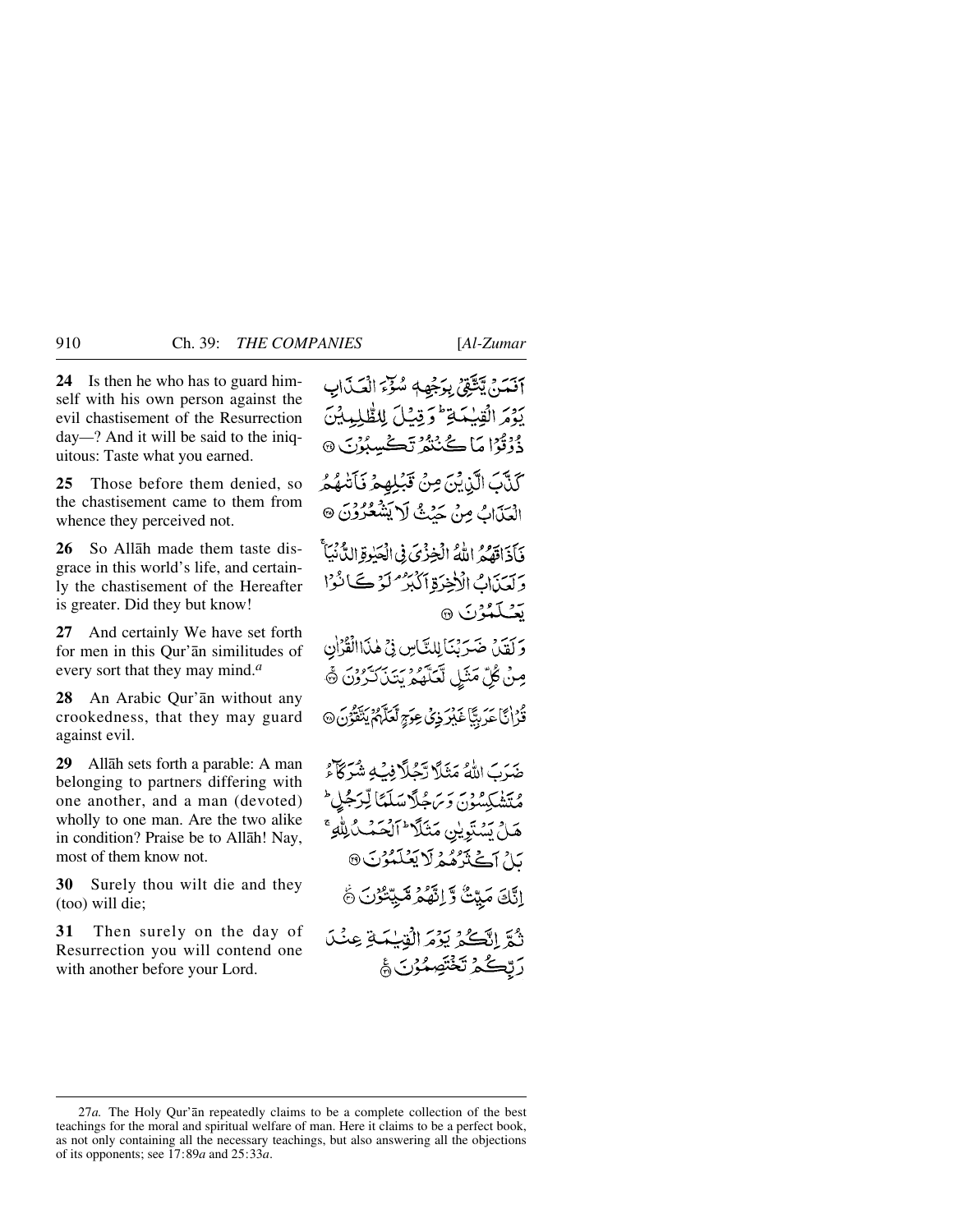**24** Is then he who has to guard himself with his own person against the evil chastisement of the Resurrection day—? And it will be said to the iniquitous: Taste what you earned.

أَفَمَن يَتَّقِي بِوَجْهِهِ سُوٓءَ ٱلْعَذَابِ يَوْمَ ٱلْقِيَٰمَةِ ۚ وَقِيلَ لِلظَّٰلِمِينَ ذُوقُوا۟ مَا كُنتُمْ تَكْسِبُونَ ﴿٢٤﴾

**25** Those before them denied, so the chastisement came to them from whence they perceived not.

كَذَّبَ ٱلَّذِينَ مِن قَبْلِهِمْ فَأَتَىٰهُمُ ٱلْعَذَابُ مِنْ حَيْثُ لَا يَشْعُرُونَ ﴿٢٥﴾

**26** So Allāh made them taste disgrace in this world's life, and certainly the chastisement of the Hereafter is greater. Did they but know!

فَأَذَاقَهُمُ ٱللَّهُ ٱلْخِزْىَ فِى ٱلْحَيَوٰةِ ٱلدُّنْيَا ۖ وَلَعَذَابُ ٱلْءَاخِرَةِ أَكْبَرُ ۚ لَوْ كَانُوا۟ يَعْلَمُونَ ﴿٢٦﴾

**27** And certainly We have set forth for men in this Qur'ān similitudes of every sort that they may mind.[a]

وَلَقَدْ ضَرَبْنَا لِلنَّاسِ فِى هَٰذَا ٱلْقُرْءَانِ مِن كُلِّ مَثَلٍ لَّعَلَّهُمْ يَتَذَكَّرُونَ ﴿٢٧﴾

**28** An Arabic Qur'ān without any crookedness, that they may guard against evil.

قُرْءَانًا عَرَبِيًّا غَيْرَ ذِى عِوَجٍ لَّعَلَّهُمْ يَتَّقُونَ ﴿٢٨﴾

**29** Allāh sets forth a parable: A man belonging to partners differing with one another, and a man (devoted) wholly to one man. Are the two alike in condition? Praise be to Allāh! Nay, most of them know not.

ضَرَبَ ٱللَّهُ مَثَلًا رَّجُلًا فِيهِ شُرَكَآءُ مُتَشَٰكِسُونَ وَرَجُلًا سَلَمًا لِّرَجُلٍ هَلْ يَسْتَوِيَانِ مَثَلًا ۚ ٱلْحَمْدُ لِلَّهِ ۚ بَلْ أَكْثَرُهُمْ لَا يَعْلَمُونَ ﴿٢٩﴾

**30** Surely thou wilt die and they (too) will die;

إِنَّكَ مَيِّتٌ وَإِنَّهُم مَّيِّتُونَ ﴿٣٠﴾

**31** Then surely on the day of Resurrection you will contend one with another before your Lord.

ثُمَّ إِنَّكُمْ يَوْمَ ٱلْقِيَٰمَةِ عِندَ رَبِّكُمْ تَخْتَصِمُونَ ﴿٣١﴾

---

27*a.* The Holy Qur'ān repeatedly claims to be a complete collection of the best teachings for the moral and spiritual welfare of man. Here it claims to be a perfect book, as not only containing all the necessary teachings, but also answering all the objections of its opponents; see 17:89*a* and 25:33*a*.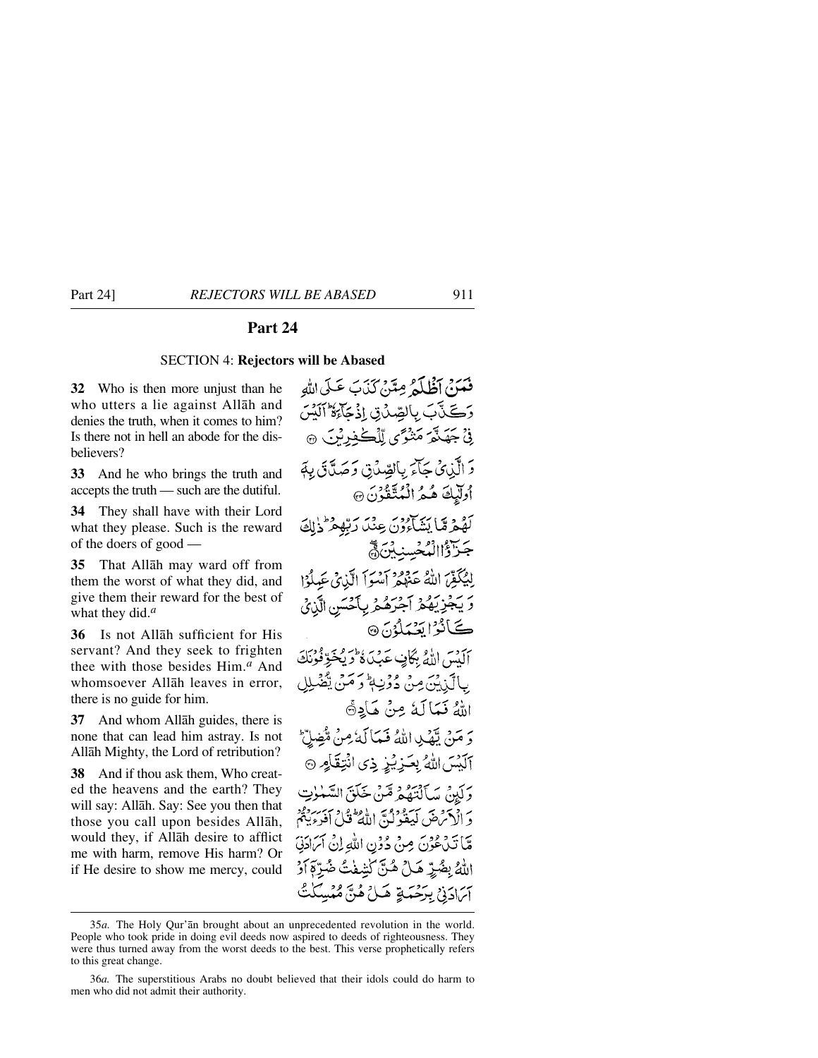## Part 24

### SECTION 4: **Rejectors will be Abased**

**32** Who is then more unjust than he who utters a lie against Allāh and denies the truth, when it comes to him? Is there not in hell an abode for the disbelievers?

**33** And he who brings the truth and accepts the truth — such are the dutiful.

**34** They shall have with their Lord what they please. Such is the reward of the doers of good —

**35** That Allāh may ward off from them the worst of what they did, and give them their reward for the best of what they did.[a]

**36** Is not Allāh sufficient for His servant? And they seek to frighten thee with those besides Him.[a] And whomsoever Allāh leaves in error, there is no guide for him.

**37** And whom Allāh guides, there is none that can lead him astray. Is not Allāh Mighty, the Lord of retribution?

**38** And if thou ask them, Who created the heavens and the earth? They will say: Allāh. Say: See you then that those you call upon besides Allāh, would they, if Allāh desire to afflict me with harm, remove His harm? Or if He desire to show me mercy, could

فَمَنْ أَظْلَمُ مِمَّنْ كَذَبَ عَلَى اللّٰهِ وَكَذَّبَ بِالصِّدْقِ إِذْ جَآءَهُ ۚ أَلَيْسَ فِي جَهَنَّمَ مَثْوًى لِّلْكٰفِرِينَ ﴿٣٢﴾

وَالَّذِي جَآءَ بِالصِّدْقِ وَصَدَّقَ بِهِ أُولٰٓئِكَ هُمُ الْمُتَّقُونَ ﴿٣٣﴾

لَهُمْ مَّا يَشَآءُونَ عِنْدَ رَبِّهِمْ ۚ ذٰلِكَ جَزَآءُ الْمُحْسِنِينَ ﴿٣٤﴾

لِيُكَفِّرَ اللّٰهُ عَنْهُمْ أَسْوَأَ الَّذِي عَمِلُوا وَيَجْزِيَهُمْ أَجْرَهُمْ بِأَحْسَنِ الَّذِي كَانُوا يَعْمَلُونَ ﴿٣٥﴾

أَلَيْسَ اللّٰهُ بِكَافٍ عَبْدَهُ ۖ وَيُخَوِّفُونَكَ بِالَّذِينَ مِنْ دُونِهِ ۚ وَمَنْ يُّضْلِلِ اللّٰهُ فَمَا لَهُ مِنْ هَادٍ ﴿٣٦﴾

وَمَنْ يَّهْدِ اللّٰهُ فَمَا لَهُ مِنْ مُّضِلٍّ ۗ أَلَيْسَ اللّٰهُ بِعَزِيزٍ ذِي انْتِقَامٍ ﴿٣٧﴾

وَلَئِنْ سَأَلْتَهُمْ مَّنْ خَلَقَ السَّمٰوٰتِ وَالْأَرْضَ لَيَقُولُنَّ اللّٰهُ ۚ قُلْ أَفَرَءَيْتُمْ مَّا تَدْعُونَ مِنْ دُونِ اللّٰهِ إِنْ أَرَادَنِيَ اللّٰهُ بِضُرٍّ هَلْ هُنَّ كٰشِفٰتُ ضُرِّهِ أَوْ أَرَادَنِي بِرَحْمَةٍ هَلْ هُنَّ مُمْسِكٰتُ

---

35*a.* The Holy Qur'ān brought about an unprecedented revolution in the world. People who took pride in doing evil deeds now aspired to deeds of righteousness. They were thus turned away from the worst deeds to the best. This verse prophetically refers to this great change.

36*a.* The superstitious Arabs no doubt believed that their idols could do harm to men who did not admit their authority.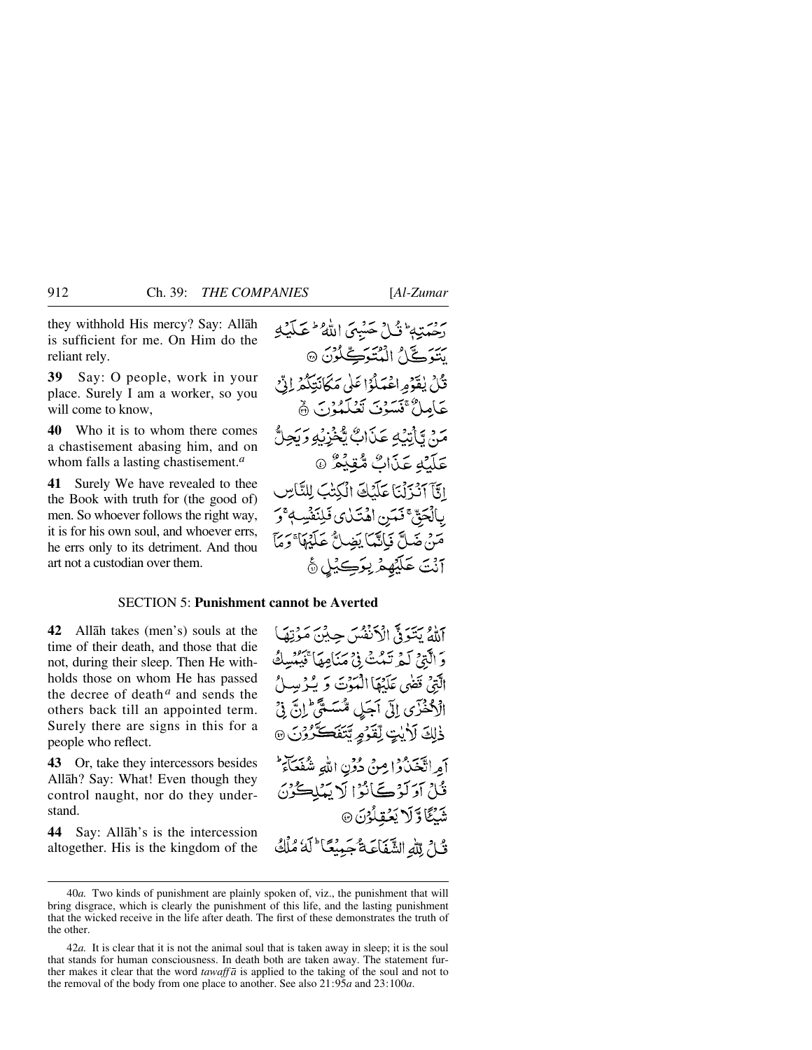they withhold His mercy? Say: Allāh is sufficient for me. On Him do the reliant rely.

رَحْمَتِهٖ ۭ قُلْ حَسْبِيَ اللّٰهُ ۭ عَلَيْهِ يَتَوَكَّلُ الْمُتَوَكِّلُوْنَ ﴿۳۸﴾

**39** Say: O people, work in your place. Surely I am a worker, so you will come to know,

قُلْ يٰقَوْمِ اعْمَلُوْا عَلٰى مَكَانَتِكُمْ اِنِّيْ عَامِلٌ ۚ فَسَوْفَ تَعْلَمُوْنَ ﴿۳۹﴾

**40** Who it is to whom there comes a chastisement abasing him, and on whom falls a lasting chastisement.[a]

مَنْ يَّاْتِيْهِ عَذَابٌ يُّخْزِيْهِ وَيَحِلُّ عَلَيْهِ عَذَابٌ مُّقِيْمٌ ﴿۴۰﴾

**41** Surely We have revealed to thee the Book with truth for (the good of) men. So whoever follows the right way, it is for his own soul, and whoever errs, he errs only to its detriment. And thou art not a custodian over them.

اِنَّآ اَنْزَلْنَا عَلَيْكَ الْكِتٰبَ لِلنَّاسِ بِالْحَقِّ ۚ فَمَنِ اهْتَدٰى فَلِنَفْسِهٖ ۚ وَمَنْ ضَلَّ فَاِنَّمَا يَضِلُّ عَلَيْهَا ۚ وَمَآ اَنْتَ عَلَيْهِمْ بِوَكِيْلٍ ﴿۴۱﴾

## SECTION 5: **Punishment cannot be Averted**

**42** Allāh takes (men's) souls at the time of their death, and those that die not, during their sleep. Then He withholds those on whom He has passed the decree of death[a] and sends the others back till an appointed term. Surely there are signs in this for a people who reflect.

اَللّٰهُ يَتَوَفَّى الْاَنْفُسَ حِيْنَ مَوْتِهَا وَالَّتِيْ لَمْ تَمُتْ فِيْ مَنَامِهَا ۚ فَيُمْسِكُ الَّتِيْ قَضٰى عَلَيْهَا الْمَوْتَ وَيُرْسِلُ الْاُخْرٰٓى اِلٰٓى اَجَلٍ مُّسَمًّى ۭ اِنَّ فِيْ ذٰلِكَ لَاٰيٰتٍ لِّقَوْمٍ يَّتَفَكَّرُوْنَ ﴿۴۲﴾

**43** Or, take they intercessors besides Allāh? Say: What! Even though they control naught, nor do they understand.

اَمِ اتَّخَذُوْا مِنْ دُوْنِ اللّٰهِ شُفَعَآءَ ۭ قُلْ اَوَلَوْ كَانُوْا لَا يَمْلِكُوْنَ شَيْـًٔا وَّلَا يَعْقِلُوْنَ ﴿۴۳﴾

**44** Say: Allāh's is the intercession altogether. His is the kingdom of the

قُلْ لِّلّٰهِ الشَّفَاعَةُ جَمِيْعًا ۭ لَهٗ مُلْكُ

---

40*a.* Two kinds of punishment are plainly spoken of, viz., the punishment that will bring disgrace, which is clearly the punishment of this life, and the lasting punishment that the wicked receive in the life after death. The first of these demonstrates the truth of the other.

42*a.* It is clear that it is not the animal soul that is taken away in sleep; it is the soul that stands for human consciousness. In death both are taken away. The statement further makes it clear that the word *tawaffā* is applied to the taking of the soul and not to the removal of the body from one place to another. See also 21:95*a* and 23:100*a*.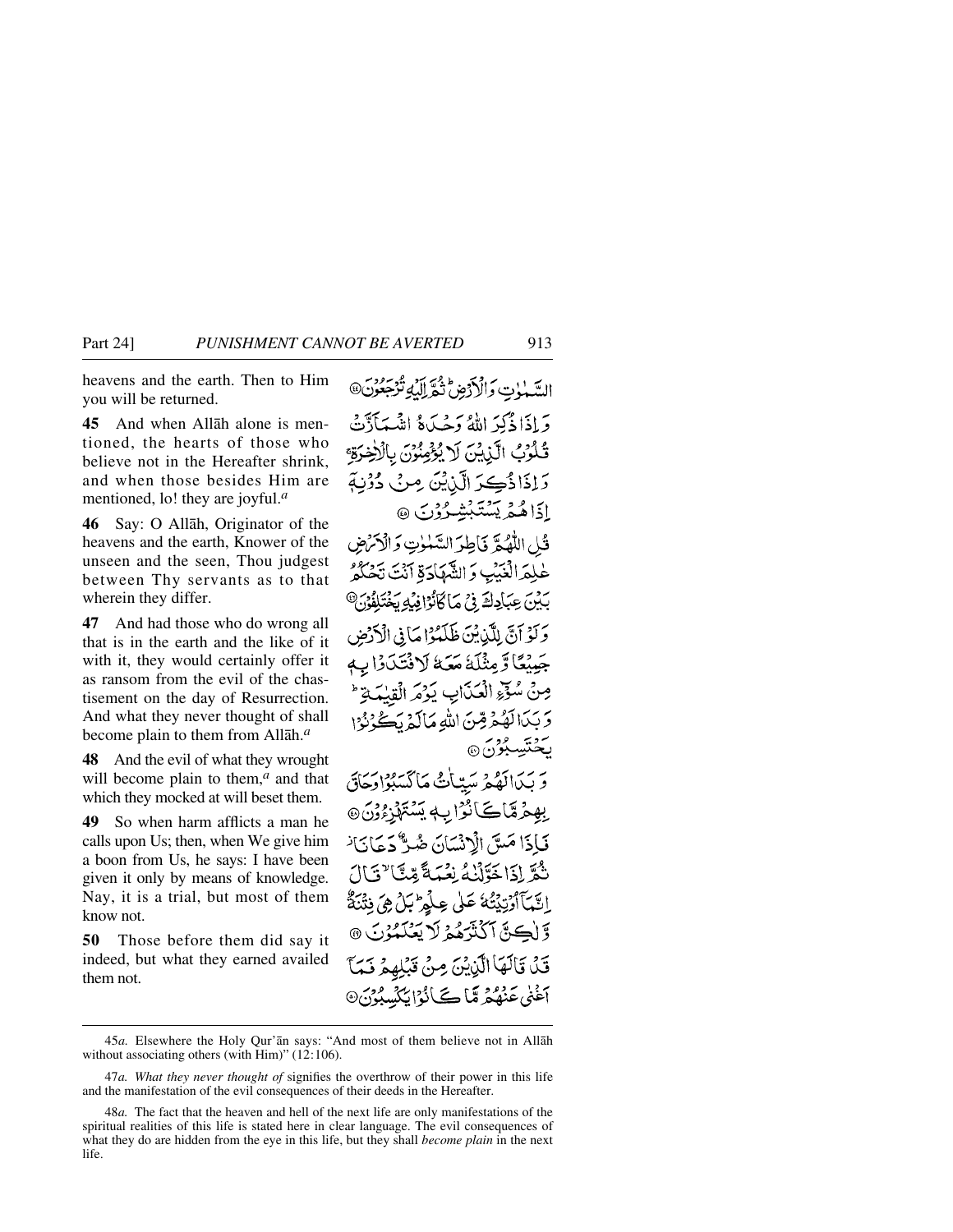heavens and the earth. Then to Him you will be returned.

السَّمٰوٰتِ وَالْاَرْضِ ۭ ثُمَّ اِلَيْهِ تُرْجَعُوْنَ ۝

**45** And when Allāh alone is mentioned, the hearts of those who believe not in the Hereafter shrink, and when those besides Him are mentioned, lo! they are joyful.[a]

وَاِذَا ذُكِرَ اللّٰهُ وَحْدَهُ اشْمَاَزَّتْ قُلُوْبُ الَّذِيْنَ لَا يُؤْمِنُوْنَ بِالْاٰخِرَةِ ۚ وَاِذَا ذُكِرَ الَّذِيْنَ مِنْ دُوْنِهٖٓ اِذَا هُمْ يَسْتَبْشِرُوْنَ ۝

**46** Say: O Allāh, Originator of the heavens and the earth, Knower of the unseen and the seen, Thou judgest between Thy servants as to that wherein they differ.

قُلِ اللّٰهُمَّ فَاطِرَ السَّمٰوٰتِ وَالْاَرْضِ عٰلِمَ الْغَيْبِ وَالشَّهَادَةِ اَنْتَ تَحْكُمُ بَيْنَ عِبَادِكَ فِيْ مَا كَانُوْا فِيْهِ يَخْتَلِفُوْنَ ۝

**47** And had those who do wrong all that is in the earth and the like of it with it, they would certainly offer it as ransom from the evil of the chastisement on the day of Resurrection. And what they never thought of shall become plain to them from Allāh.[a]

وَلَوْ اَنَّ لِلَّذِيْنَ ظَلَمُوْا مَا فِي الْاَرْضِ جَمِيْعًا وَّمِثْلَهٗ مَعَهٗ لَافْتَدَوْا بِهٖ مِنْ سُوْٓءِ الْعَذَابِ يَوْمَ الْقِيٰمَةِ ۭ وَبَدَا لَهُمْ مِّنَ اللّٰهِ مَا لَمْ يَكُوْنُوْا يَحْتَسِبُوْنَ ۝

**48** And the evil of what they wrought will become plain to them,[a] and that which they mocked at will beset them.

وَبَدَا لَهُمْ سَيِّاٰتُ مَا كَسَبُوْا وَحَاقَ بِهِمْ مَّا كَانُوْا بِهٖ يَسْتَهْزِءُوْنَ ۝

**49** So when harm afflicts a man he calls upon Us; then, when We give him a boon from Us, he says: I have been given it only by means of knowledge. Nay, it is a trial, but most of them know not.

فَاِذَا مَسَّ الْاِنْسَانَ ضُرٌّ دَعَانَا ۡ ثُمَّ اِذَا خَوَّلْنٰهُ نِعْمَةً مِّنَّا ۙ قَالَ اِنَّمَآ اُوْتِيْتُهٗ عَلٰى عِلْمٍ ۭ بَلْ هِيَ فِتْنَةٌ وَّلٰكِنَّ اَكْثَرَهُمْ لَا يَعْلَمُوْنَ ۝

**50** Those before them did say it indeed, but what they earned availed them not.

قَدْ قَالَهَا الَّذِيْنَ مِنْ قَبْلِهِمْ فَمَآ اَغْنٰى عَنْهُمْ مَّا كَانُوْا يَكْسِبُوْنَ ۝

---

45*a.* Elsewhere the Holy Qur'ān says: "And most of them believe not in Allāh without associating others (with Him)" (12:106).

47*a.* *What they never thought of* signifies the overthrow of their power in this life and the manifestation of the evil consequences of their deeds in the Hereafter.

48*a.* The fact that the heaven and hell of the next life are only manifestations of the spiritual realities of this life is stated here in clear language. The evil consequences of what they do are hidden from the eye in this life, but they shall *become plain* in the next life.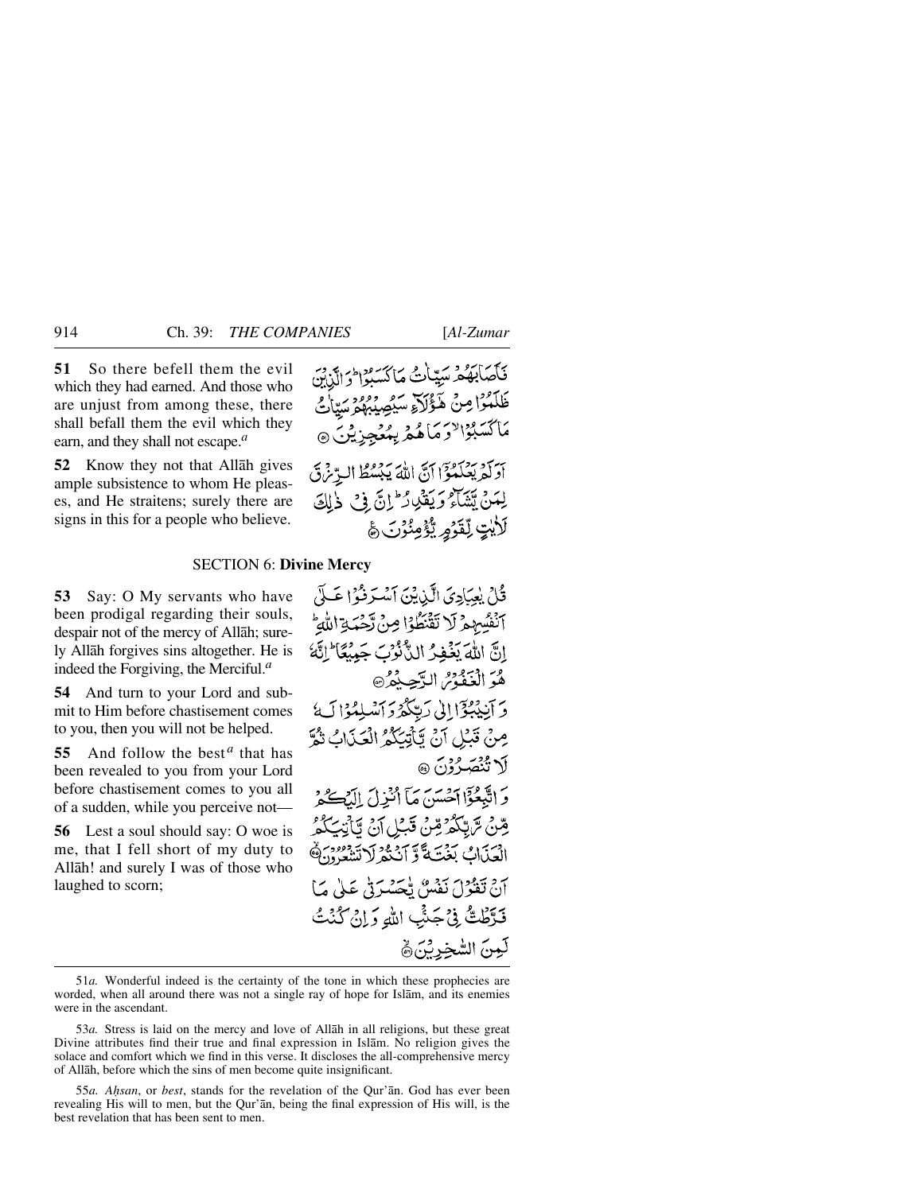**51** So there befell them the evil which they had earned. And those who are unjust from among these, there shall befall them the evil which they earn, and they shall not escape.[a]

فَأَصَابَهُمْ سَيِّئَاتُ مَا كَسَبُوا ۚ وَالَّذِينَ ظَلَمُوا مِنْ هَٰؤُلَاءِ سَيُصِيبُهُمْ سَيِّئَاتُ مَا كَسَبُوا وَمَا هُمْ بِمُعْجِزِينَ ﴿٥١﴾

**52** Know they not that Allāh gives ample subsistence to whom He pleases, and He straitens; surely there are signs in this for a people who believe.

أَوَلَمْ يَعْلَمُوا أَنَّ اللَّهَ يَبْسُطُ الرِّزْقَ لِمَنْ يَشَاءُ وَيَقْدِرُ ۚ إِنَّ فِي ذَٰلِكَ لَآيَاتٍ لِقَوْمٍ يُؤْمِنُونَ ﴿٥٢﴾

## SECTION 6: Divine Mercy

**53** Say: O My servants who have been prodigal regarding their souls, despair not of the mercy of Allāh; surely Allāh forgives sins altogether. He is indeed the Forgiving, the Merciful.[a]

قُلْ يَا عِبَادِيَ الَّذِينَ أَسْرَفُوا عَلَىٰ أَنْفُسِهِمْ لَا تَقْنَطُوا مِنْ رَحْمَةِ اللَّهِ ۚ إِنَّ اللَّهَ يَغْفِرُ الذُّنُوبَ جَمِيعًا ۚ إِنَّهُ هُوَ الْغَفُورُ الرَّحِيمُ ﴿٥٣﴾

**54** And turn to your Lord and submit to Him before chastisement comes to you, then you will not be helped.

وَأَنِيبُوا إِلَىٰ رَبِّكُمْ وَأَسْلِمُوا لَهُ مِنْ قَبْلِ أَنْ يَأْتِيَكُمُ الْعَذَابُ ثُمَّ لَا تُنْصَرُونَ ﴿٥٤﴾

**55** And follow the best[a] that has been revealed to you from your Lord before chastisement comes to you all of a sudden, while you perceive not—

وَاتَّبِعُوا أَحْسَنَ مَا أُنْزِلَ إِلَيْكُمْ مِنْ رَبِّكُمْ مِنْ قَبْلِ أَنْ يَأْتِيَكُمُ الْعَذَابُ بَغْتَةً وَأَنْتُمْ لَا تَشْعُرُونَ ﴿٥٥﴾

**56** Lest a soul should say: O woe is me, that I fell short of my duty to Allāh! and surely I was of those who laughed to scorn;

أَنْ تَقُولَ نَفْسٌ يَا حَسْرَتَىٰ عَلَىٰ مَا فَرَّطْتُ فِي جَنْبِ اللَّهِ وَإِنْ كُنْتُ لَمِنَ السَّاخِرِينَ ﴿٥٦﴾

---

51*a.* Wonderful indeed is the certainty of the tone in which these prophecies are worded, when all around there was not a single ray of hope for Islām, and its enemies were in the ascendant.

53*a.* Stress is laid on the mercy and love of Allāh in all religions, but these great Divine attributes find their true and final expression in Islām. No religion gives the solace and comfort which we find in this verse. It discloses the all-comprehensive mercy of Allāh, before which the sins of men become quite insignificant.

55*a.* *Aḥsan*, or *best*, stands for the revelation of the Qur'ān. God has ever been revealing His will to men, but the Qur'ān, being the final expression of His will, is the best revelation that has been sent to men.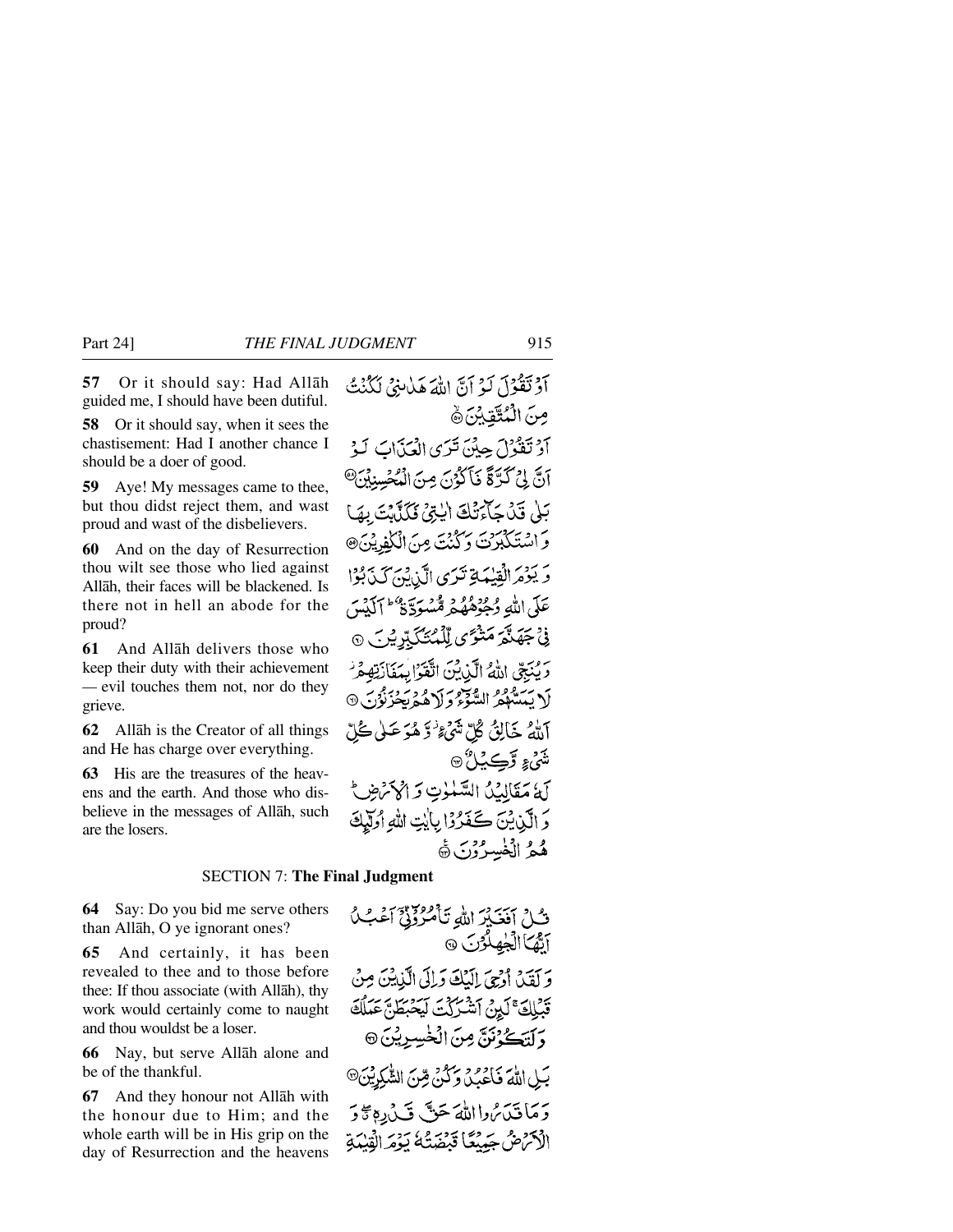**57** Or it should say: Had Allāh guided me, I should have been dutiful.

**58** Or it should say, when it sees the chastisement: Had I another chance I should be a doer of good.

**59** Aye! My messages came to thee, but thou didst reject them, and wast proud and wast of the disbelievers.

**60** And on the day of Resurrection thou wilt see those who lied against Allāh, their faces will be blackened. Is there not in hell an abode for the proud?

**61** And Allāh delivers those who keep their duty with their achievement — evil touches them not, nor do they grieve.

**62** Allāh is the Creator of all things and He has charge over everything.

**63** His are the treasures of the heavens and the earth. And those who disbelieve in the messages of Allāh, such are the losers.

أَوْ تَقُولَ لَوْ أَنَّ اللَّهَ هَدَانِي لَكُنتُ مِنَ الْمُتَّقِينَ ﴿٥٧﴾ أَوْ تَقُولَ حِينَ تَرَى الْعَذَابَ لَوْ أَنَّ لِي كَرَّةً فَأَكُونَ مِنَ الْمُحْسِنِينَ ﴿٥٨﴾ بَلَىٰ قَدْ جَاءَتْكَ آيَاتِي فَكَذَّبْتَ بِهَا وَاسْتَكْبَرْتَ وَكُنتَ مِنَ الْكَافِرِينَ ﴿٥٩﴾ وَيَوْمَ الْقِيَامَةِ تَرَى الَّذِينَ كَذَبُوا عَلَى اللَّهِ وُجُوهُهُم مُّسْوَدَّةٌ ۚ أَلَيْسَ فِي جَهَنَّمَ مَثْوًى لِّلْمُتَكَبِّرِينَ ﴿٦٠﴾ وَيُنَجِّي اللَّهُ الَّذِينَ اتَّقَوْا بِمَفَازَتِهِمْ لَا يَمَسُّهُمُ السُّوءُ وَلَا هُمْ يَحْزَنُونَ ﴿٦١﴾ اللَّهُ خَالِقُ كُلِّ شَيْءٍ ۖ وَهُوَ عَلَىٰ كُلِّ شَيْءٍ وَكِيلٌ ﴿٦٢﴾ لَّهُ مَقَالِيدُ السَّمَاوَاتِ وَالْأَرْضِ ۗ وَالَّذِينَ كَفَرُوا بِآيَاتِ اللَّهِ أُولَٰئِكَ هُمُ الْخَاسِرُونَ ﴿٦٣﴾

## SECTION 7: The Final Judgment

**64** Say: Do you bid me serve others than Allāh, O ye ignorant ones?

**65** And certainly, it has been revealed to thee and to those before thee: If thou associate (with Allāh), thy work would certainly come to naught and thou wouldst be a loser.

**66** Nay, but serve Allāh alone and be of the thankful.

**67** And they honour not Allāh with the honour due to Him; and the whole earth will be in His grip on the day of Resurrection and the heavens

قُلْ أَفَغَيْرَ اللَّهِ تَأْمُرُونِّي أَعْبُدُ أَيُّهَا الْجَاهِلُونَ ﴿٦٤﴾ وَلَقَدْ أُوحِيَ إِلَيْكَ وَإِلَى الَّذِينَ مِن قَبْلِكَ لَئِنْ أَشْرَكْتَ لَيَحْبَطَنَّ عَمَلُكَ وَلَتَكُونَنَّ مِنَ الْخَاسِرِينَ ﴿٦٥﴾ بَلِ اللَّهَ فَاعْبُدْ وَكُن مِّنَ الشَّاكِرِينَ ﴿٦٦﴾ وَمَا قَدَرُوا اللَّهَ حَقَّ قَدْرِهِ وَالْأَرْضُ جَمِيعًا قَبْضَتُهُ يَوْمَ الْقِيَامَةِ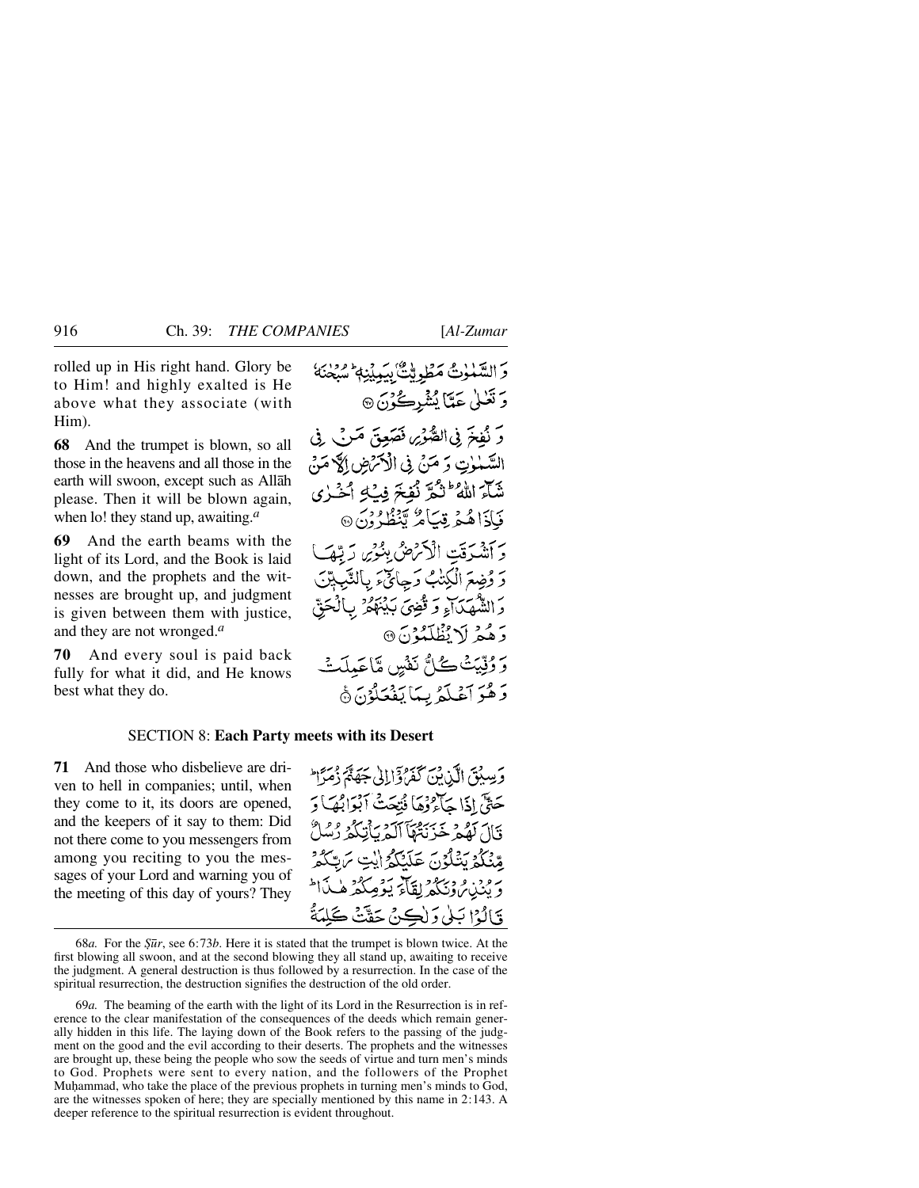rolled up in His right hand. Glory be to Him! and highly exalted is He above what they associate (with Him).

وَ السَّمٰوٰتُ مَطْوِيّٰتٌۢ بِيَمِيْنِهٖ ؕ سُبْحٰنَهٗ وَ تَعٰلٰى عَمَّا يُشْرِكُوْنَ ۝

**68** And the trumpet is blown, so all those in the heavens and all those in the earth will swoon, except such as Allāh please. Then it will be blown again, when lo! they stand up, awaiting.[a]

وَ نُفِخَ فِى الصُّوْرِ فَصَعِقَ مَنْ فِى السَّمٰوٰتِ وَ مَنْ فِى الْاَرْضِ اِلَّا مَنْ شَآءَ اللّٰهُ ؕ ثُمَّ نُفِخَ فِيْهِ اُخْرٰى فَاِذَا هُمْ قِيَامٌ يَّنْظُرُوْنَ ۝

**69** And the earth beams with the light of its Lord, and the Book is laid down, and the prophets and the witnesses are brought up, and judgment is given between them with justice, and they are not wronged.[a]

وَ اَشْرَقَتِ الْاَرْضُ بِنُوْرِ رَبِّهَا وَ وُضِعَ الْكِتٰبُ وَ جِاىْٓءَ بِالنَّبِيّٖنَ وَ الشُّهَدَآءِ وَ قُضِىَ بَيْنَهُمْ بِالْحَقِّ وَ هُمْ لَا يُظْلَمُوْنَ ۝

**70** And every soul is paid back fully for what it did, and He knows best what they do.

وَ وُفِّيَتْ كُلُّ نَفْسٍ مَّا عَمِلَتْ وَ هُوَ اَعْلَمُ بِمَا يَفْعَلُوْنَ ۝

## SECTION 8: Each Party meets with its Desert

**71** And those who disbelieve are driven to hell in companies; until, when they come to it, its doors are opened, and the keepers of it say to them: Did not there come to you messengers from among you reciting to you the messages of your Lord and warning you of the meeting of this day of yours? They

وَسِيْقَ الَّذِيْنَ كَفَرُوْٓا اِلٰى جَهَنَّمَ زُمَرًا ؕ حَتّٰٓى اِذَا جَآءُوْهَا فُتِحَتْ اَبْوَابُهَا وَ قَالَ لَهُمْ خَزَنَتُهَآ اَلَمْ يَاْتِكُمْ رُسُلٌ مِّنْكُمْ يَتْلُوْنَ عَلَيْكُمْ اٰيٰتِ رَبِّكُمْ وَ يُنْذِرُوْنَكُمْ لِقَآءَ يَوْمِكُمْ هٰذَا ؕ قَالُوْا بَلٰى وَ لٰكِنْ حَقَّتْ كَلِمَةُ

68*a.* For the *Ṣūr*, see 6:73*b*. Here it is stated that the trumpet is blown twice. At the first blowing all swoon, and at the second blowing they all stand up, awaiting to receive the judgment. A general destruction is thus followed by a resurrection. In the case of the spiritual resurrection, the destruction signifies the destruction of the old order.

69*a.* The beaming of the earth with the light of its Lord in the Resurrection is in reference to the clear manifestation of the consequences of the deeds which remain generally hidden in this life. The laying down of the Book refers to the passing of the judgment on the good and the evil according to their deserts. The prophets and the witnesses are brought up, these being the people who sow the seeds of virtue and turn men's minds to God. Prophets were sent to every nation, and the followers of the Prophet Muḥammad, who take the place of the previous prophets in turning men's minds to God, are the witnesses spoken of here; they are specially mentioned by this name in 2:143. A deeper reference to the spiritual resurrection is evident throughout.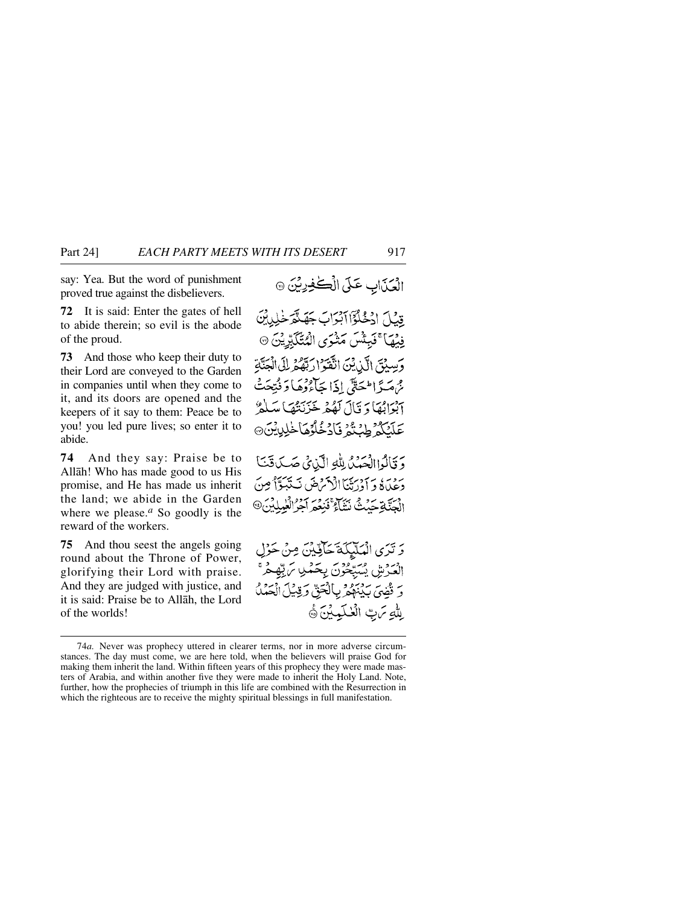say: Yea. But the word of punishment proved true against the disbelievers.

الْعَذَابِ عَلَى الْكٰفِرِيْنَ ﴿٧١﴾

**72** It is said: Enter the gates of hell to abide therein; so evil is the abode of the proud.

قِيْلَ ادْخُلُوْٓا اَبْوَابَ جَهَنَّمَ خٰلِدِيْنَ فِيْهَا ۚ فَبِئْسَ مَثْوَى الْمُتَكَبِّرِيْنَ ﴿٧٢﴾

**73** And those who keep their duty to their Lord are conveyed to the Garden in companies until when they come to it, and its doors are opened and the keepers of it say to them: Peace be to you! you led pure lives; so enter it to abide.

وَسِيْقَ الَّذِيْنَ اتَّقَوْا رَبَّهُمْ اِلَى الْجَنَّةِ زُمَرًا ؕ حَتّٰٓى اِذَا جَآءُوْهَا وَفُتِحَتْ اَبْوَابُهَا وَقَالَ لَهُمْ خَزَنَتُهَا سَلٰمٌ عَلَيْكُمْ طِبْتُمْ فَادْخُلُوْهَا خٰلِدِيْنَ ﴿٧٣﴾

**74** And they say: Praise be to Allāh! Who has made good to us His promise, and He has made us inherit the land; we abide in the Garden where we please.[a] So goodly is the reward of the workers.

وَقَالُوا الْحَمْدُ لِلّٰهِ الَّذِيْ صَدَقَنَا وَعْدَهٗ وَاَوْرَثَنَا الْاَرْضَ نَتَبَوَّاُ مِنَ الْجَنَّةِ حَيْثُ نَشَآءُ ۚ فَنِعْمَ اَجْرُ الْعٰمِلِيْنَ ﴿٧٤﴾

**75** And thou seest the angels going round about the Throne of Power, glorifying their Lord with praise. And they are judged with justice, and it is said: Praise be to Allāh, the Lord of the worlds!

وَتَرَى الْمَلٰٓئِكَةَ حَآفِّيْنَ مِنْ حَوْلِ الْعَرْشِ يُسَبِّحُوْنَ بِحَمْدِ رَبِّهِمْ ۚ وَقُضِيَ بَيْنَهُمْ بِالْحَقِّ وَقِيْلَ الْحَمْدُ لِلّٰهِ رَبِّ الْعٰلَمِيْنَ ﴿٧٥﴾

---

74*a*. Never was prophecy uttered in clearer terms, nor in more adverse circumstances. The day must come, we are here told, when the believers will praise God for making them inherit the land. Within fifteen years of this prophecy they were made masters of Arabia, and within another five they were made to inherit the Holy Land. Note, further, how the prophecies of triumph in this life are combined with the Resurrection in which the righteous are to receive the mighty spiritual blessings in full manifestation.